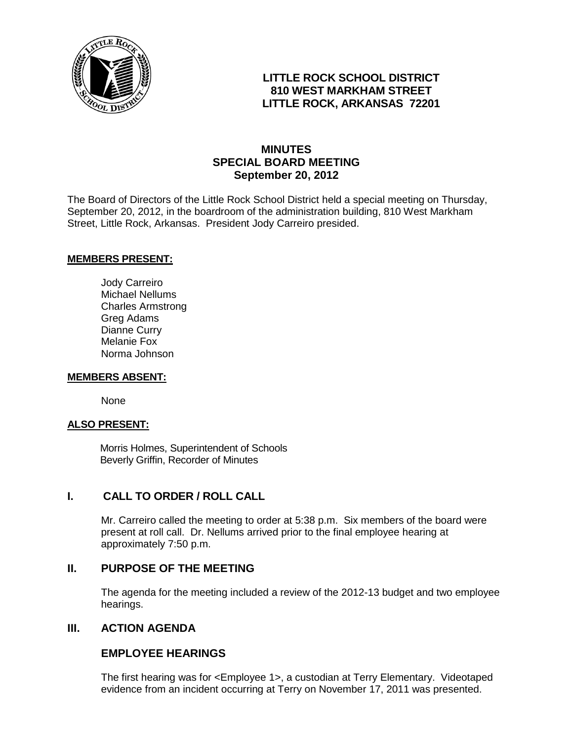# LITTLE ROCK SCHOOL DISTRICT
**810 WEST MARKHAM STREET**
**LITTLE ROCK, ARKANSAS 72201**

## MINUTES
## SPECIAL BOARD MEETING
### September 20, 2012

The Board of Directors of the Little Rock School District held a special meeting on Thursday, September 20, 2012, in the boardroom of the administration building, 810 West Markham Street, Little Rock, Arkansas. President Jody Carreiro presided.

**MEMBERS PRESENT:**

Jody Carreiro
Michael Nellums
Charles Armstrong
Greg Adams
Dianne Curry
Melanie Fox
Norma Johnson

**MEMBERS ABSENT:**

None

**ALSO PRESENT:**

Morris Holmes, Superintendent of Schools
Beverly Griffin, Recorder of Minutes

## I. CALL TO ORDER / ROLL CALL

Mr. Carreiro called the meeting to order at 5:38 p.m. Six members of the board were present at roll call. Dr. Nellums arrived prior to the final employee hearing at approximately 7:50 p.m.

## II. PURPOSE OF THE MEETING

The agenda for the meeting included a review of the 2012-13 budget and two employee hearings.

## III. ACTION AGENDA

### EMPLOYEE HEARINGS

The first hearing was for <Employee 1>, a custodian at Terry Elementary. Videotaped evidence from an incident occurring at Terry on November 17, 2011 was presented.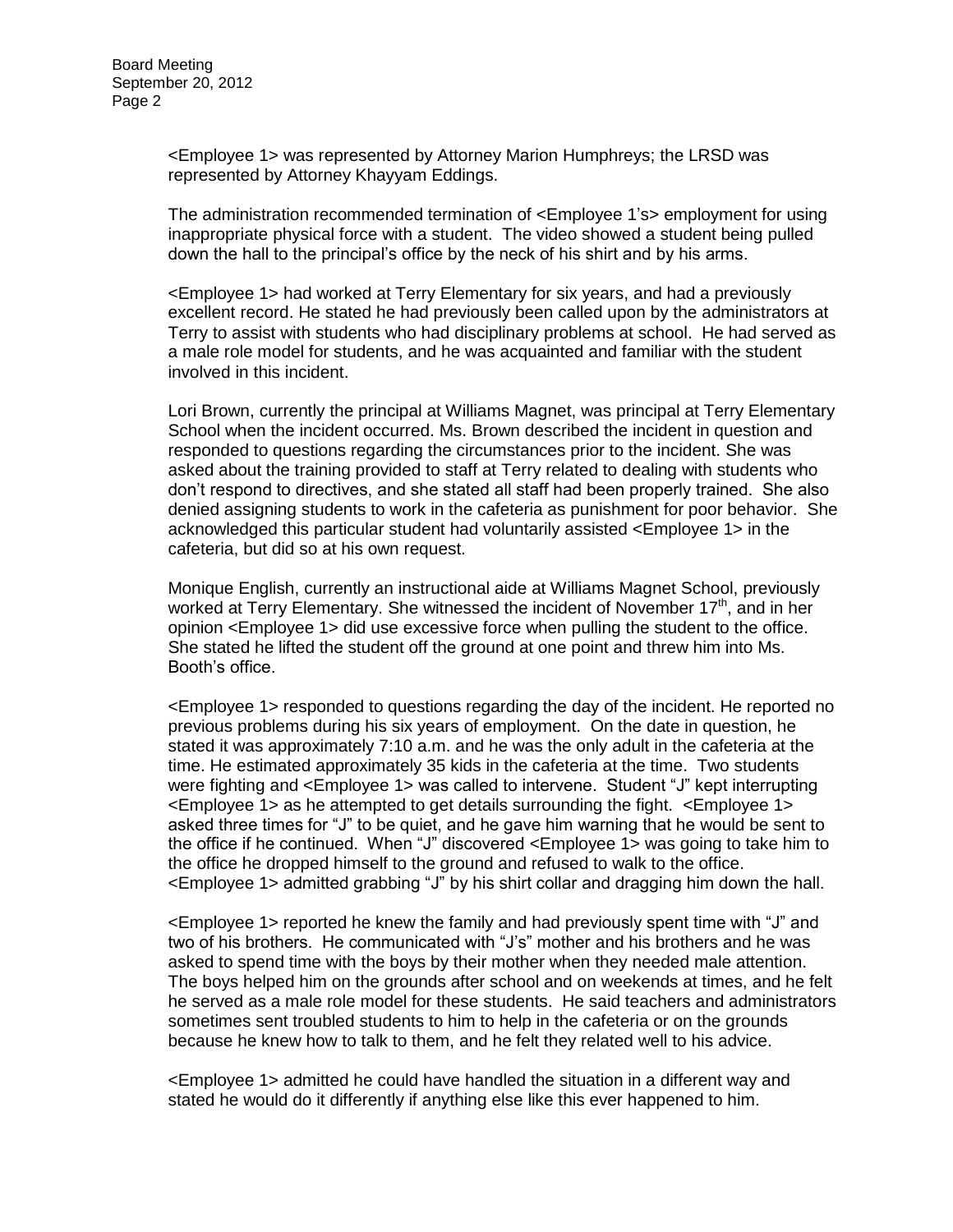<Employee 1> was represented by Attorney Marion Humphreys; the LRSD was represented by Attorney Khayyam Eddings.

The administration recommended termination of <Employee 1's> employment for using inappropriate physical force with a student. The video showed a student being pulled down the hall to the principal's office by the neck of his shirt and by his arms.

<Employee 1> had worked at Terry Elementary for six years, and had a previously excellent record. He stated he had previously been called upon by the administrators at Terry to assist with students who had disciplinary problems at school. He had served as a male role model for students, and he was acquainted and familiar with the student involved in this incident.

Lori Brown, currently the principal at Williams Magnet, was principal at Terry Elementary School when the incident occurred. Ms. Brown described the incident in question and responded to questions regarding the circumstances prior to the incident. She was asked about the training provided to staff at Terry related to dealing with students who don't respond to directives, and she stated all staff had been properly trained. She also denied assigning students to work in the cafeteria as punishment for poor behavior. She acknowledged this particular student had voluntarily assisted <Employee 1> in the cafeteria, but did so at his own request.

Monique English, currently an instructional aide at Williams Magnet School, previously worked at Terry Elementary. She witnessed the incident of November 17th, and in her opinion <Employee 1> did use excessive force when pulling the student to the office. She stated he lifted the student off the ground at one point and threw him into Ms. Booth's office.

<Employee 1> responded to questions regarding the day of the incident. He reported no previous problems during his six years of employment. On the date in question, he stated it was approximately 7:10 a.m. and he was the only adult in the cafeteria at the time. He estimated approximately 35 kids in the cafeteria at the time. Two students were fighting and <Employee 1> was called to intervene. Student "J" kept interrupting <Employee 1> as he attempted to get details surrounding the fight. <Employee 1> asked three times for "J" to be quiet, and he gave him warning that he would be sent to the office if he continued. When "J" discovered <Employee 1> was going to take him to the office he dropped himself to the ground and refused to walk to the office. <Employee 1> admitted grabbing "J" by his shirt collar and dragging him down the hall.

<Employee 1> reported he knew the family and had previously spent time with "J" and two of his brothers. He communicated with "J's" mother and his brothers and he was asked to spend time with the boys by their mother when they needed male attention. The boys helped him on the grounds after school and on weekends at times, and he felt he served as a male role model for these students. He said teachers and administrators sometimes sent troubled students to him to help in the cafeteria or on the grounds because he knew how to talk to them, and he felt they related well to his advice.

<Employee 1> admitted he could have handled the situation in a different way and stated he would do it differently if anything else like this ever happened to him.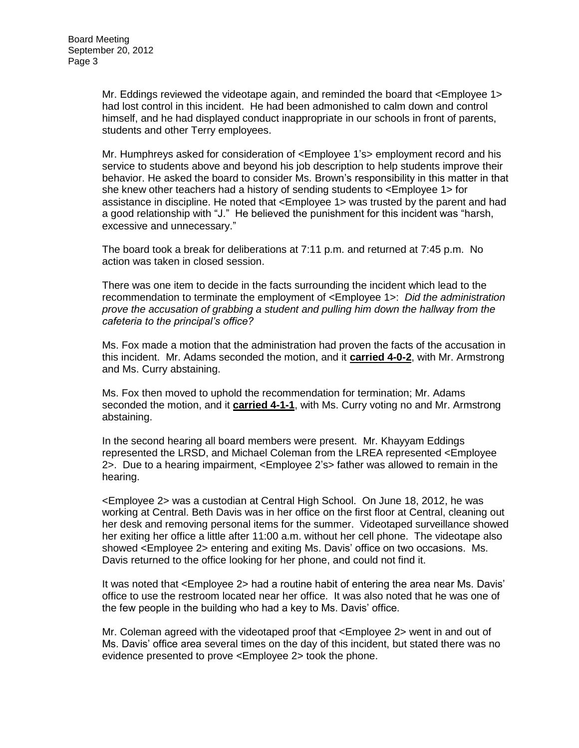Mr. Eddings reviewed the videotape again, and reminded the board that <Employee 1> had lost control in this incident. He had been admonished to calm down and control himself, and he had displayed conduct inappropriate in our schools in front of parents, students and other Terry employees.

Mr. Humphreys asked for consideration of <Employee 1's> employment record and his service to students above and beyond his job description to help students improve their behavior. He asked the board to consider Ms. Brown's responsibility in this matter in that she knew other teachers had a history of sending students to <Employee 1> for assistance in discipline. He noted that <Employee 1> was trusted by the parent and had a good relationship with "J." He believed the punishment for this incident was "harsh, excessive and unnecessary."

The board took a break for deliberations at 7:11 p.m. and returned at 7:45 p.m. No action was taken in closed session.

There was one item to decide in the facts surrounding the incident which lead to the recommendation to terminate the employment of <Employee 1>: *Did the administration prove the accusation of grabbing a student and pulling him down the hallway from the cafeteria to the principal's office?*

Ms. Fox made a motion that the administration had proven the facts of the accusation in this incident. Mr. Adams seconded the motion, and it **carried 4-0-2**, with Mr. Armstrong and Ms. Curry abstaining.

Ms. Fox then moved to uphold the recommendation for termination; Mr. Adams seconded the motion, and it **carried 4-1-1**, with Ms. Curry voting no and Mr. Armstrong abstaining.

In the second hearing all board members were present. Mr. Khayyam Eddings represented the LRSD, and Michael Coleman from the LREA represented <Employee 2>. Due to a hearing impairment, <Employee 2's> father was allowed to remain in the hearing.

<Employee 2> was a custodian at Central High School. On June 18, 2012, he was working at Central. Beth Davis was in her office on the first floor at Central, cleaning out her desk and removing personal items for the summer. Videotaped surveillance showed her exiting her office a little after 11:00 a.m. without her cell phone. The videotape also showed <Employee 2> entering and exiting Ms. Davis' office on two occasions. Ms. Davis returned to the office looking for her phone, and could not find it.

It was noted that <Employee 2> had a routine habit of entering the area near Ms. Davis' office to use the restroom located near her office. It was also noted that he was one of the few people in the building who had a key to Ms. Davis' office.

Mr. Coleman agreed with the videotaped proof that <Employee 2> went in and out of Ms. Davis' office area several times on the day of this incident, but stated there was no evidence presented to prove <Employee 2> took the phone.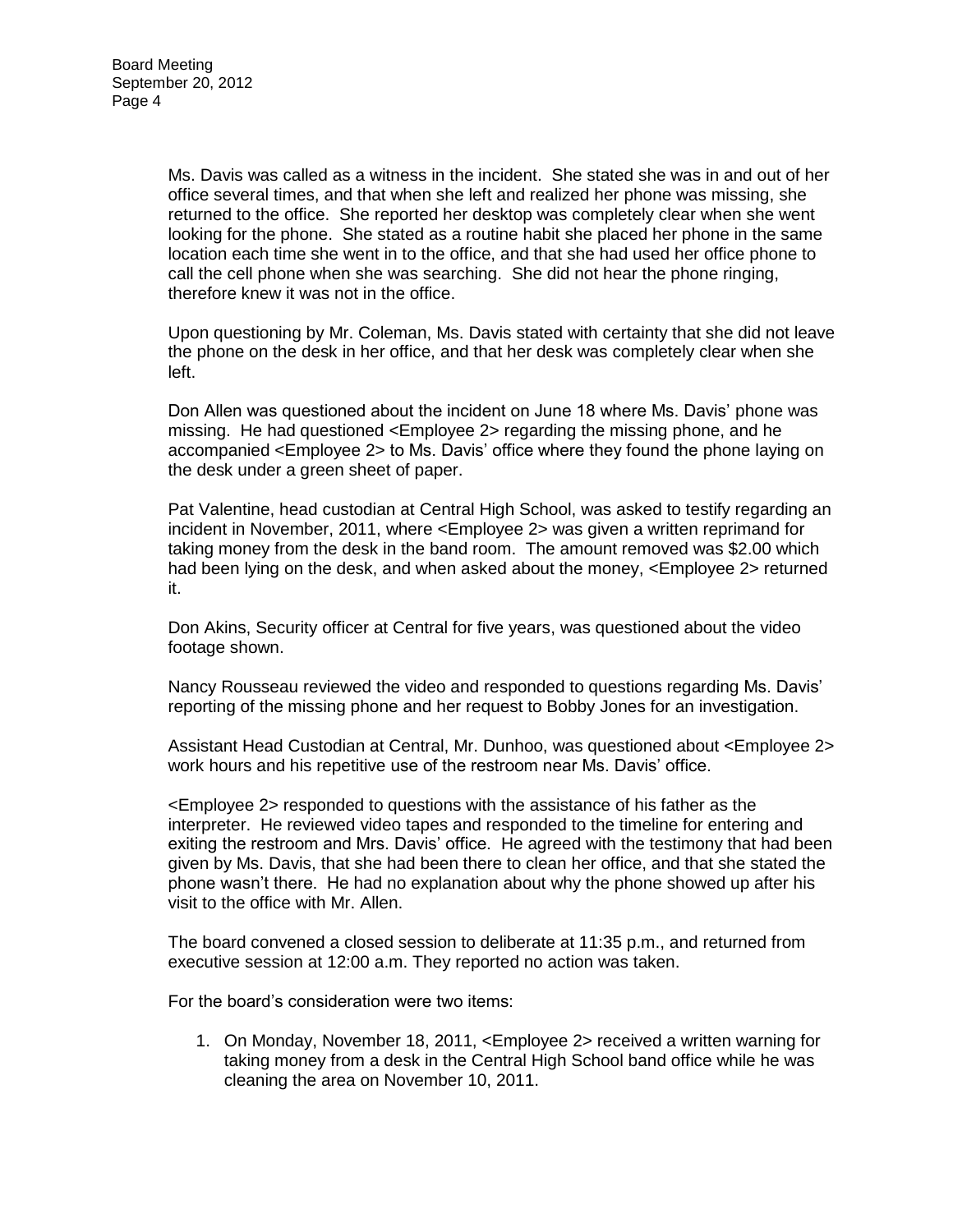Ms. Davis was called as a witness in the incident. She stated she was in and out of her office several times, and that when she left and realized her phone was missing, she returned to the office. She reported her desktop was completely clear when she went looking for the phone. She stated as a routine habit she placed her phone in the same location each time she went in to the office, and that she had used her office phone to call the cell phone when she was searching. She did not hear the phone ringing, therefore knew it was not in the office.

Upon questioning by Mr. Coleman, Ms. Davis stated with certainty that she did not leave the phone on the desk in her office, and that her desk was completely clear when she left.

Don Allen was questioned about the incident on June 18 where Ms. Davis' phone was missing. He had questioned <Employee 2> regarding the missing phone, and he accompanied <Employee 2> to Ms. Davis' office where they found the phone laying on the desk under a green sheet of paper.

Pat Valentine, head custodian at Central High School, was asked to testify regarding an incident in November, 2011, where <Employee 2> was given a written reprimand for taking money from the desk in the band room. The amount removed was $2.00 which had been lying on the desk, and when asked about the money, <Employee 2> returned it.

Don Akins, Security officer at Central for five years, was questioned about the video footage shown.

Nancy Rousseau reviewed the video and responded to questions regarding Ms. Davis' reporting of the missing phone and her request to Bobby Jones for an investigation.

Assistant Head Custodian at Central, Mr. Dunhoo, was questioned about <Employee 2> work hours and his repetitive use of the restroom near Ms. Davis' office.

<Employee 2> responded to questions with the assistance of his father as the interpreter. He reviewed video tapes and responded to the timeline for entering and exiting the restroom and Mrs. Davis' office. He agreed with the testimony that had been given by Ms. Davis, that she had been there to clean her office, and that she stated the phone wasn't there. He had no explanation about why the phone showed up after his visit to the office with Mr. Allen.

The board convened a closed session to deliberate at 11:35 p.m., and returned from executive session at 12:00 a.m. They reported no action was taken.

For the board's consideration were two items:

1. On Monday, November 18, 2011, <Employee 2> received a written warning for taking money from a desk in the Central High School band office while he was cleaning the area on November 10, 2011.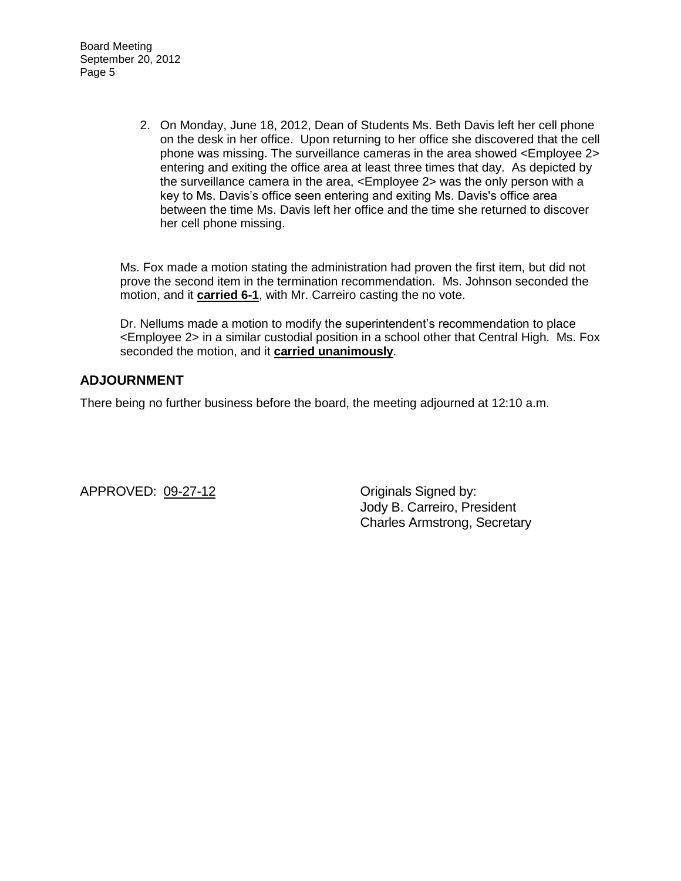2. On Monday, June 18, 2012, Dean of Students Ms. Beth Davis left her cell phone on the desk in her office. Upon returning to her office she discovered that the cell phone was missing. The surveillance cameras in the area showed <Employee 2> entering and exiting the office area at least three times that day. As depicted by the surveillance camera in the area, <Employee 2> was the only person with a key to Ms. Davis's office seen entering and exiting Ms. Davis's office area between the time Ms. Davis left her office and the time she returned to discover her cell phone missing.

Ms. Fox made a motion stating the administration had proven the first item, but did not prove the second item in the termination recommendation. Ms. Johnson seconded the motion, and it **carried 6-1**, with Mr. Carreiro casting the no vote.

Dr. Nellums made a motion to modify the superintendent's recommendation to place <Employee 2> in a similar custodial position in a school other that Central High. Ms. Fox seconded the motion, and it **carried unanimously**.

## ADJOURNMENT

There being no further business before the board, the meeting adjourned at 12:10 a.m.

APPROVED: 09-27-12

Originals Signed by:
Jody B. Carreiro, President
Charles Armstrong, Secretary